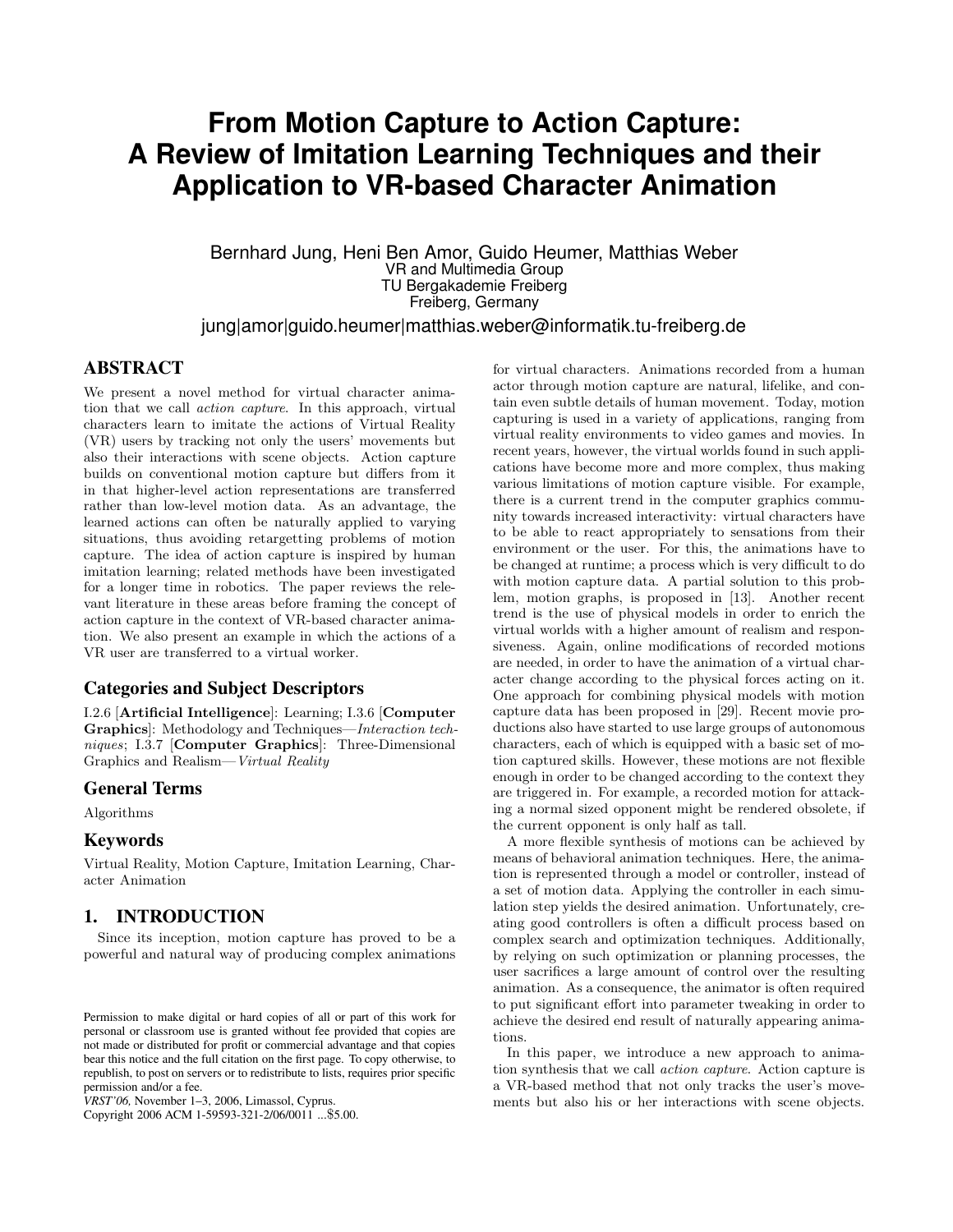# From Motion Capture to Action Capture: A Review of Imitation Learning Techniques and their Application to VR-based Character Animation

Bernhard Jung, Heni Ben Amor, Guido Heumer, Matthias Weber
VR and Multimedia Group
TU Bergakademie Freiberg
Freiberg, Germany
jung|amor|guido.heumer|matthias.weber@informatik.tu-freiberg.de

## ABSTRACT

We present a novel method for virtual character animation that we call *action capture*. In this approach, virtual characters learn to imitate the actions of Virtual Reality (VR) users by tracking not only the users' movements but also their interactions with scene objects. Action capture builds on conventional motion capture but differs from it in that higher-level action representations are transferred rather than low-level motion data. As an advantage, the learned actions can often be naturally applied to varying situations, thus avoiding retargetting problems of motion capture. The idea of action capture is inspired by human imitation learning; related methods have been investigated for a longer time in robotics. The paper reviews the relevant literature in these areas before framing the concept of action capture in the context of VR-based character animation. We also present an example in which the actions of a VR user are transferred to a virtual worker.

### Categories and Subject Descriptors

I.2.6 [**Artificial Intelligence**]: Learning; I.3.6 [**Computer Graphics**]: Methodology and Techniques—*Interaction techniques*; I.3.7 [**Computer Graphics**]: Three-Dimensional Graphics and Realism—*Virtual Reality*

### General Terms

Algorithms

### Keywords

Virtual Reality, Motion Capture, Imitation Learning, Character Animation

## 1. INTRODUCTION

Since its inception, motion capture has proved to be a powerful and natural way of producing complex animations for virtual characters. Animations recorded from a human actor through motion capture are natural, lifelike, and contain even subtle details of human movement. Today, motion capturing is used in a variety of applications, ranging from virtual reality environments to video games and movies. In recent years, however, the virtual worlds found in such applications have become more and more complex, thus making various limitations of motion capture visible. For example, there is a current trend in the computer graphics community towards increased interactivity: virtual characters have to be able to react appropriately to sensations from their environment or the user. For this, the animations have to be changed at runtime; a process which is very difficult to do with motion capture data. A partial solution to this problem, motion graphs, is proposed in [13]. Another recent trend is the use of physical models in order to enrich the virtual worlds with a higher amount of realism and responsiveness. Again, online modifications of recorded motions are needed, in order to have the animation of a virtual character change according to the physical forces acting on it. One approach for combining physical models with motion capture data has been proposed in [29]. Recent movie productions also have started to use large groups of autonomous characters, each of which is equipped with a basic set of motion captured skills. However, these motions are not flexible enough in order to be changed according to the context they are triggered in. For example, a recorded motion for attacking a normal sized opponent might be rendered obsolete, if the current opponent is only half as tall.

A more flexible synthesis of motions can be achieved by means of behavioral animation techniques. Here, the animation is represented through a model or controller, instead of a set of motion data. Applying the controller in each simulation step yields the desired animation. Unfortunately, creating good controllers is often a difficult process based on complex search and optimization techniques. Additionally, by relying on such optimization or planning processes, the user sacrifices a large amount of control over the resulting animation. As a consequence, the animator is often required to put significant effort into parameter tweaking in order to achieve the desired end result of naturally appearing animations.

In this paper, we introduce a new approach to animation synthesis that we call *action capture*. Action capture is a VR-based method that not only tracks the user's movements but also his or her interactions with scene objects.

Permission to make digital or hard copies of all or part of this work for personal or classroom use is granted without fee provided that copies are not made or distributed for profit or commercial advantage and that copies bear this notice and the full citation on the first page. To copy otherwise, to republish, to post on servers or to redistribute to lists, requires prior specific permission and/or a fee.
*VRST'06,* November 1–3, 2006, Limassol, Cyprus.
Copyright 2006 ACM 1-59593-321-2/06/0011 ...$5.00.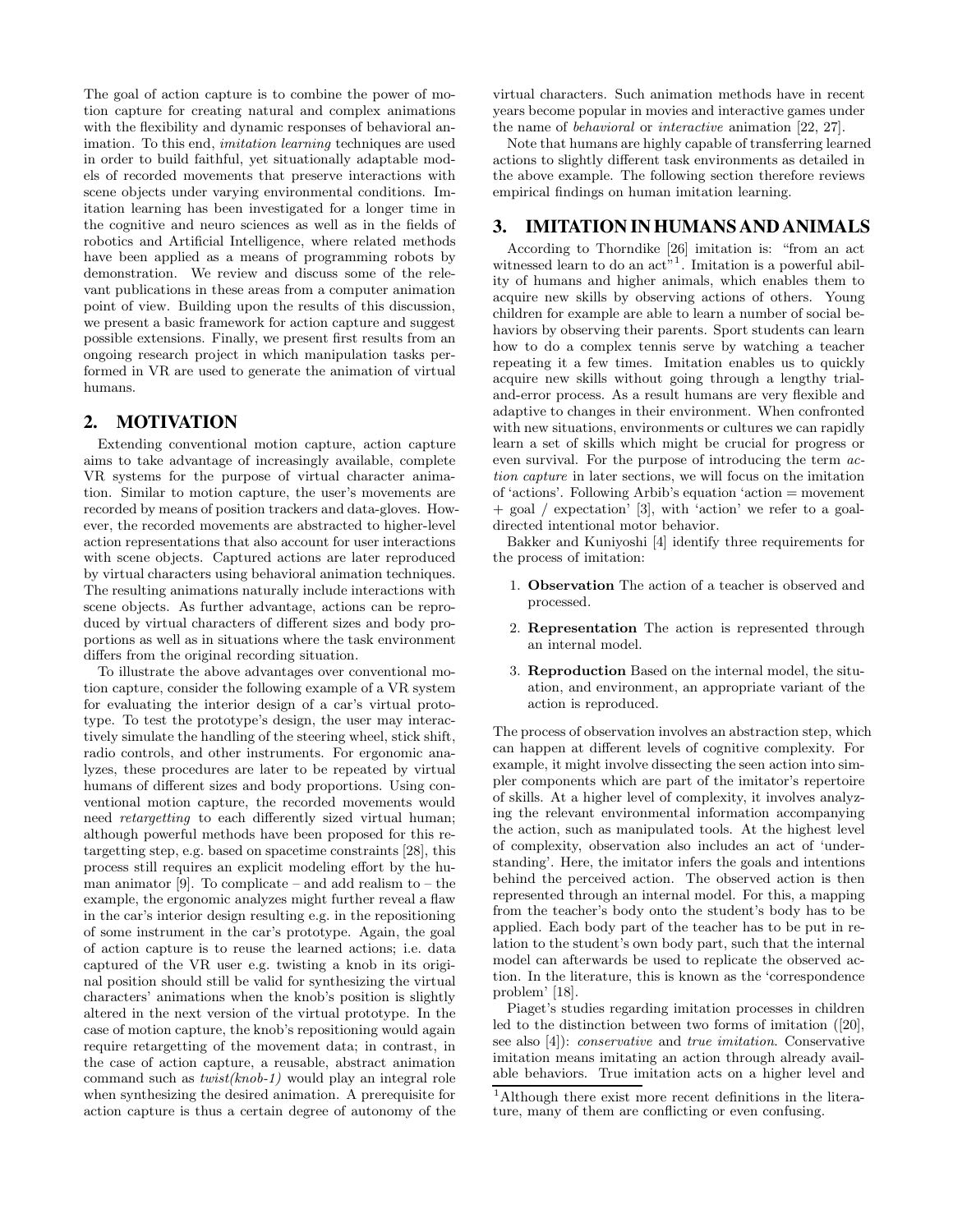The goal of action capture is to combine the power of motion capture for creating natural and complex animations with the flexibility and dynamic responses of behavioral animation. To this end, *imitation learning* techniques are used in order to build faithful, yet situationally adaptable models of recorded movements that preserve interactions with scene objects under varying environmental conditions. Imitation learning has been investigated for a longer time in the cognitive and neuro sciences as well as in the fields of robotics and Artificial Intelligence, where related methods have been applied as a means of programming robots by demonstration. We review and discuss some of the relevant publications in these areas from a computer animation point of view. Building upon the results of this discussion, we present a basic framework for action capture and suggest possible extensions. Finally, we present first results from an ongoing research project in which manipulation tasks performed in VR are used to generate the animation of virtual humans.

## 2. MOTIVATION

Extending conventional motion capture, action capture aims to take advantage of increasingly available, complete VR systems for the purpose of virtual character animation. Similar to motion capture, the user's movements are recorded by means of position trackers and data-gloves. However, the recorded movements are abstracted to higher-level action representations that also account for user interactions with scene objects. Captured actions are later reproduced by virtual characters using behavioral animation techniques. The resulting animations naturally include interactions with scene objects. As further advantage, actions can be reproduced by virtual characters of different sizes and body proportions as well as in situations where the task environment differs from the original recording situation.

To illustrate the above advantages over conventional motion capture, consider the following example of a VR system for evaluating the interior design of a car's virtual prototype. To test the prototype's design, the user may interactively simulate the handling of the steering wheel, stick shift, radio controls, and other instruments. For ergonomic analyzes, these procedures are later to be repeated by virtual humans of different sizes and body proportions. Using conventional motion capture, the recorded movements would need *retargetting* to each differently sized virtual human; although powerful methods have been proposed for this retargetting step, e.g. based on spacetime constraints [28], this process still requires an explicit modeling effort by the human animator [9]. To complicate – and add realism to – the example, the ergonomic analyzes might further reveal a flaw in the car's interior design resulting e.g. in the repositioning of some instrument in the car's prototype. Again, the goal of action capture is to reuse the learned actions; i.e. data captured of the VR user e.g. twisting a knob in its original position should still be valid for synthesizing the virtual characters' animations when the knob's position is slightly altered in the next version of the virtual prototype. In the case of motion capture, the knob's repositioning would again require retargetting of the movement data; in contrast, in the case of action capture, a reusable, abstract animation command such as *twist(knob-1)* would play an integral role when synthesizing the desired animation. A prerequisite for action capture is thus a certain degree of autonomy of the virtual characters. Such animation methods have in recent years become popular in movies and interactive games under the name of *behavioral* or *interactive* animation [22, 27].

Note that humans are highly capable of transferring learned actions to slightly different task environments as detailed in the above example. The following section therefore reviews empirical findings on human imitation learning.

## 3. IMITATION IN HUMANS AND ANIMALS

According to Thorndike [26] imitation is: "from an act witnessed learn to do an act"[1]. Imitation is a powerful ability of humans and higher animals, which enables them to acquire new skills by observing actions of others. Young children for example are able to learn a number of social behaviors by observing their parents. Sport students can learn how to do a complex tennis serve by watching a teacher repeating it a few times. Imitation enables us to quickly acquire new skills without going through a lengthy trial-and-error process. As a result humans are very flexible and adaptive to changes in their environment. When confronted with new situations, environments or cultures we can rapidly learn a set of skills which might be crucial for progress or even survival. For the purpose of introducing the term *action capture* in later sections, we will focus on the imitation of 'actions'. Following Arbib's equation 'action = movement + goal / expectation' [3], with 'action' we refer to a goal-directed intentional motor behavior.

Bakker and Kuniyoshi [4] identify three requirements for the process of imitation:

1. **Observation** The action of a teacher is observed and processed.
2. **Representation** The action is represented through an internal model.
3. **Reproduction** Based on the internal model, the situation, and environment, an appropriate variant of the action is reproduced.

The process of observation involves an abstraction step, which can happen at different levels of cognitive complexity. For example, it might involve dissecting the seen action into simpler components which are part of the imitator's repertoire of skills. At a higher level of complexity, it involves analyzing the relevant environmental information accompanying the action, such as manipulated tools. At the highest level of complexity, observation also includes an act of 'understanding'. Here, the imitator infers the goals and intentions behind the perceived action. The observed action is then represented through an internal model. For this, a mapping from the teacher's body onto the student's body has to be applied. Each body part of the teacher has to be put in relation to the student's own body part, such that the internal model can afterwards be used to replicate the observed action. In the literature, this is known as the 'correspondence problem' [18].

Piaget's studies regarding imitation processes in children led to the distinction between two forms of imitation ([20], see also [4]): *conservative* and *true imitation*. Conservative imitation means imitating an action through already available behaviors. True imitation acts on a higher level and

[1] Although there exist more recent definitions in the literature, many of them are conflicting or even confusing.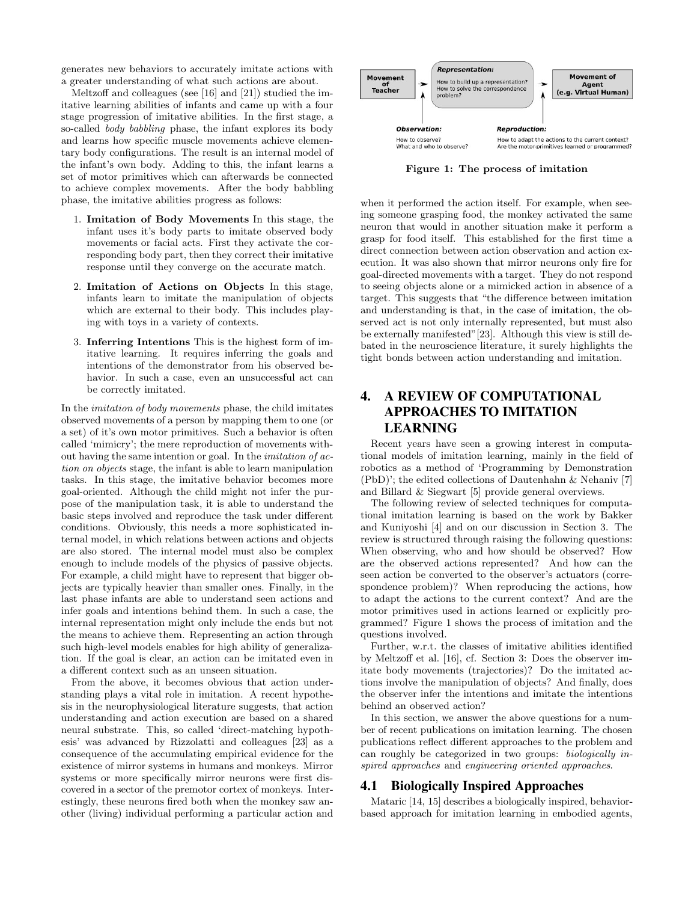generates new behaviors to accurately imitate actions with a greater understanding of what such actions are about.

Meltzoff and colleagues (see [16] and [21]) studied the imitative learning abilities of infants and came up with a four stage progression of imitative abilities. In the first stage, a so-called *body babbling* phase, the infant explores its body and learns how specific muscle movements achieve elementary body configurations. The result is an internal model of the infant's own body. Adding to this, the infant learns a set of motor primitives which can afterwards be connected to achieve complex movements. After the body babbling phase, the imitative abilities progress as follows:

1. **Imitation of Body Movements** In this stage, the infant uses it's body parts to imitate observed body movements or facial acts. First they activate the corresponding body part, then they correct their imitative response until they converge on the accurate match.
2. **Imitation of Actions on Objects** In this stage, infants learn to imitate the manipulation of objects which are external to their body. This includes playing with toys in a variety of contexts.
3. **Inferring Intentions** This is the highest form of imitative learning. It requires inferring the goals and intentions of the demonstrator from his observed behavior. In such a case, even an unsuccessful act can be correctly imitated.

In the *imitation of body movements* phase, the child imitates observed movements of a person by mapping them to one (or a set) of it's own motor primitives. Such a behavior is often called 'mimicry'; the mere reproduction of movements without having the same intention or goal. In the *imitation of action on objects* stage, the infant is able to learn manipulation tasks. In this stage, the imitative behavior becomes more goal-oriented. Although the child might not infer the purpose of the manipulation task, it is able to understand the basic steps involved and reproduce the task under different conditions. Obviously, this needs a more sophisticated internal model, in which relations between actions and objects are also stored. The internal model must also be complex enough to include models of the physics of passive objects. For example, a child might have to represent that bigger objects are typically heavier than smaller ones. Finally, in the last phase infants are able to understand seen actions and infer goals and intentions behind them. In such a case, the internal representation might only include the ends but not the means to achieve them. Representing an action through such high-level models enables for high ability of generalization. If the goal is clear, an action can be imitated even in a different context such as an unseen situation.

From the above, it becomes obvious that action understanding plays a vital role in imitation. A recent hypothesis in the neurophysiological literature suggests, that action understanding and action execution are based on a shared neural substrate. This, so called 'direct-matching hypothesis' was advanced by Rizzolatti and colleagues [23] as a consequence of the accumulating empirical evidence for the existence of mirror systems in humans and monkeys. Mirror systems or more specifically mirror neurons were first discovered in a sector of the premotor cortex of monkeys. Interestingly, these neurons fired both when the monkey saw another (living) individual performing a particular action and when it performed the action itself. For example, when seeing someone grasping food, the monkey activated the same neuron that would in another situation make it perform a grasp for food itself. This established for the first time a direct connection between action observation and action execution. It was also shown that mirror neurons only fire for goal-directed movements with a target. They do not respond to seeing objects alone or a mimicked action in absence of a target. This suggests that "the difference between imitation and understanding is that, in the case of imitation, the observed act is not only internally represented, but must also be externally manifested"[23]. Although this view is still debated in the neuroscience literature, it surely highlights the tight bonds between action understanding and imitation.

Movement of Teacher

**Representation:**
How to build up a representation?
How to solve the correspondence problem?

Movement of Agent (e.g. Virtual Human)

**Observation:**
How to observe?
What and who to observe?

**Reproduction:**
How to adapt the actions to the current context?
Are the motor-primitives learned or programmed?

**Figure 1: The process of imitation**

## 4. A REVIEW OF COMPUTATIONAL APPROACHES TO IMITATION LEARNING

Recent years have seen a growing interest in computational models of imitation learning, mainly in the field of robotics as a method of 'Programming by Demonstration (PbD)'; the edited collections of Dautenhahn & Nehaniv [7] and Billard & Siegwart [5] provide general overviews.

The following review of selected techniques for computational imitation learning is based on the work by Bakker and Kuniyoshi [4] and on our discussion in Section 3. The review is structured through raising the following questions: When observing, who and how should be observed? How are the observed actions represented? And how can the seen action be converted to the observer's actuators (correspondence problem)? When reproducing the actions, how to adapt the actions to the current context? And are the motor primitives used in actions learned or explicitly programmed? Figure 1 shows the process of imitation and the questions involved.

Further, w.r.t. the classes of imitative abilities identified by Meltzoff et al. [16], cf. Section 3: Does the observer imitate body movements (trajectories)? Do the imitated actions involve the manipulation of objects? And finally, does the observer infer the intentions and imitate the intentions behind an observed action?

In this section, we answer the above questions for a number of recent publications on imitation learning. The chosen publications reflect different approaches to the problem and can roughly be categorized in two groups: *biologically inspired approaches* and *engineering oriented approaches*.

### 4.1 Biologically Inspired Approaches

Mataric [14, 15] describes a biologically inspired, behavior-based approach for imitation learning in embodied agents,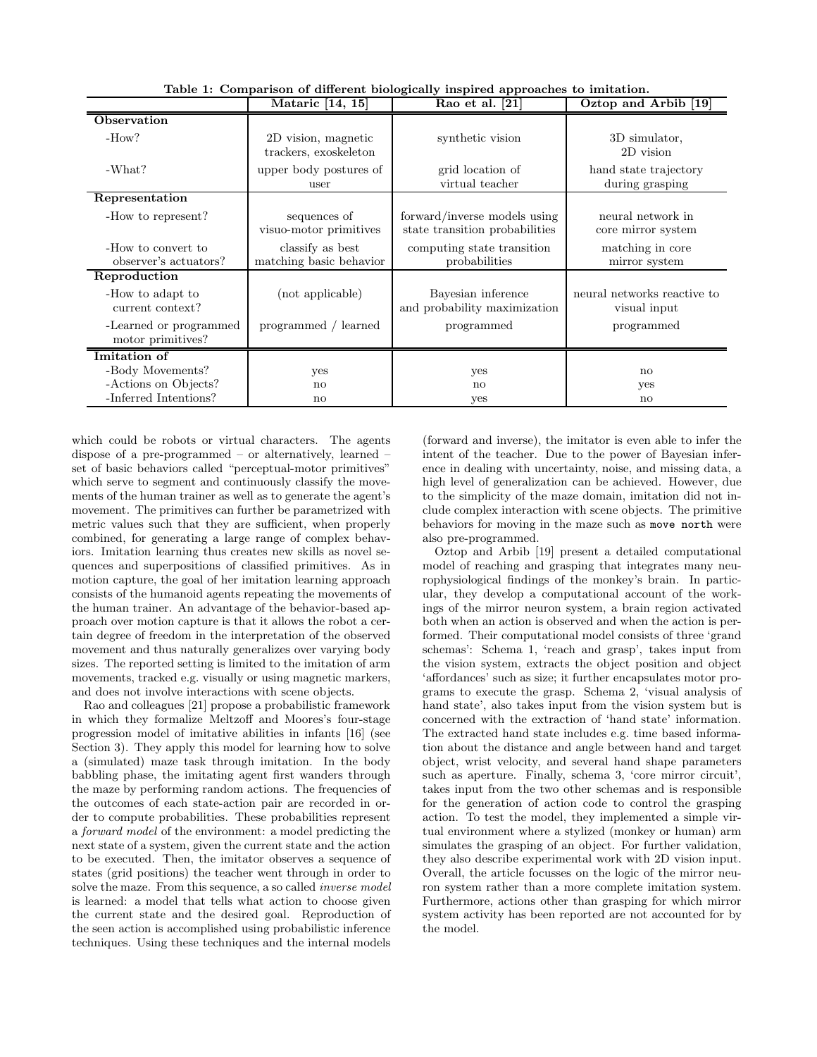**Table 1: Comparison of different biologically inspired approaches to imitation.**

| | Mataric [14, 15] | Rao et al. [21] | Oztop and Arbib [19] |
|---|---|---|---|
| **Observation** | | | |
| -How? | 2D vision, magnetic trackers, exoskeleton | synthetic vision | 3D simulator, 2D vision |
| -What? | upper body postures of user | grid location of virtual teacher | hand state trajectory during grasping |
| **Representation** | | | |
| -How to represent? | sequences of visuo-motor primitives | forward/inverse models using state transition probabilities | neural network in core mirror system |
| -How to convert to observer's actuators? | classify as best matching basic behavior | computing state transition probabilities | matching in core mirror system |
| **Reproduction** | | | |
| -How to adapt to current context? | (not applicable) | Bayesian inference and probability maximization | neural networks reactive to visual input |
| -Learned or programmed motor primitives? | programmed / learned | programmed | programmed |
| **Imitation of** | | | |
| -Body Movements? | yes | yes | no |
| -Actions on Objects? | no | no | yes |
| -Inferred Intentions? | no | yes | no |

which could be robots or virtual characters. The agents dispose of a pre-programmed – or alternatively, learned – set of basic behaviors called "perceptual-motor primitives" which serve to segment and continuously classify the movements of the human trainer as well as to generate the agent's movement. The primitives can further be parametrized with metric values such that they are sufficient, when properly combined, for generating a large range of complex behaviors. Imitation learning thus creates new skills as novel sequences and superpositions of classified primitives. As in motion capture, the goal of her imitation learning approach consists of the humanoid agents repeating the movements of the human trainer. An advantage of the behavior-based approach over motion capture is that it allows the robot a certain degree of freedom in the interpretation of the observed movement and thus naturally generalizes over varying body sizes. The reported setting is limited to the imitation of arm movements, tracked e.g. visually or using magnetic markers, and does not involve interactions with scene objects.

Rao and colleagues [21] propose a probabilistic framework in which they formalize Meltzoff and Moores's four-stage progression model of imitative abilities in infants [16] (see Section 3). They apply this model for learning how to solve a (simulated) maze task through imitation. In the body babbling phase, the imitating agent first wanders through the maze by performing random actions. The frequencies of the outcomes of each state-action pair are recorded in order to compute probabilities. These probabilities represent a *forward model* of the environment: a model predicting the next state of a system, given the current state and the action to be executed. Then, the imitator observes a sequence of states (grid positions) the teacher went through in order to solve the maze. From this sequence, a so called *inverse model* is learned: a model that tells what action to choose given the current state and the desired goal. Reproduction of the seen action is accomplished using probabilistic inference techniques. Using these techniques and the internal models (forward and inverse), the imitator is even able to infer the intent of the teacher. Due to the power of Bayesian inference in dealing with uncertainty, noise, and missing data, a high level of generalization can be achieved. However, due to the simplicity of the maze domain, imitation did not include complex interaction with scene objects. The primitive behaviors for moving in the maze such as `move north` were also pre-programmed.

Oztop and Arbib [19] present a detailed computational model of reaching and grasping that integrates many neurophysiological findings of the monkey's brain. In particular, they develop a computational account of the workings of the mirror neuron system, a brain region activated both when an action is observed and when the action is performed. Their computational model consists of three 'grand schemas': Schema 1, 'reach and grasp', takes input from the vision system, extracts the object position and object 'affordances' such as size; it further encapsulates motor programs to execute the grasp. Schema 2, 'visual analysis of hand state', also takes input from the vision system but is concerned with the extraction of 'hand state' information. The extracted hand state includes e.g. time based information about the distance and angle between hand and target object, wrist velocity, and several hand shape parameters such as aperture. Finally, schema 3, 'core mirror circuit', takes input from the two other schemas and is responsible for the generation of action code to control the grasping action. To test the model, they implemented a simple virtual environment where a stylized (monkey or human) arm simulates the grasping of an object. For further validation, they also describe experimental work with 2D vision input. Overall, the article focusses on the logic of the mirror neuron system rather than a more complete imitation system. Furthermore, actions other than grasping for which mirror system activity has been reported are not accounted for by the model.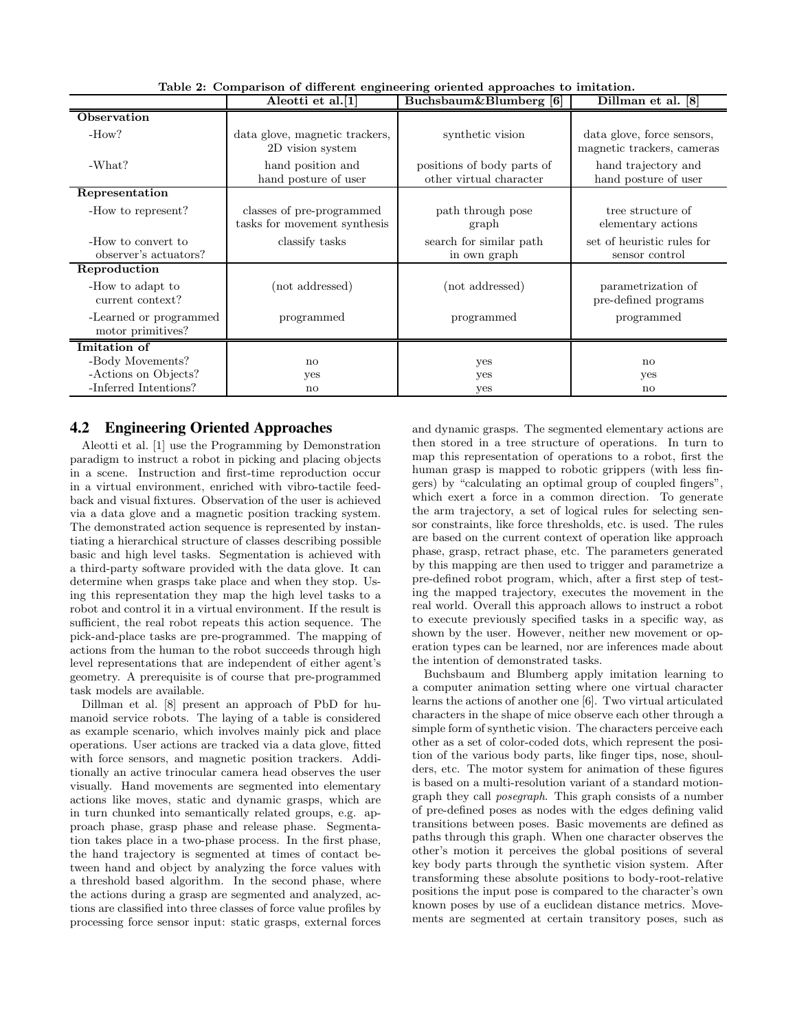**Table 2: Comparison of different engineering oriented approaches to imitation.**

| | Aleotti et al.[1] | Buchsbaum&Blumberg [6] | Dillman et al. [8] |
|---|---|---|---|
| **Observation** | | | |
| -How? | data glove, magnetic trackers, 2D vision system | synthetic vision | data glove, force sensors, magnetic trackers, cameras |
| -What? | hand position and hand posture of user | positions of body parts of other virtual character | hand trajectory and hand posture of user |
| **Representation** | | | |
| -How to represent? | classes of pre-programmed tasks for movement synthesis | path through pose graph | tree structure of elementary actions |
| -How to convert to observer's actuators? | classify tasks | search for similar path in own graph | set of heuristic rules for sensor control |
| **Reproduction** | | | |
| -How to adapt to current context? | (not addressed) | (not addressed) | parametrization of pre-defined programs |
| -Learned or programmed motor primitives? | programmed | programmed | programmed |
| **Imitation of** | | | |
| -Body Movements? | no | yes | no |
| -Actions on Objects? | yes | yes | yes |
| -Inferred Intentions? | no | yes | no |

## 4.2 Engineering Oriented Approaches

Aleotti et al. [1] use the Programming by Demonstration paradigm to instruct a robot in picking and placing objects in a scene. Instruction and first-time reproduction occur in a virtual environment, enriched with vibro-tactile feedback and visual fixtures. Observation of the user is achieved via a data glove and a magnetic position tracking system. The demonstrated action sequence is represented by instantiating a hierarchical structure of classes describing possible basic and high level tasks. Segmentation is achieved with a third-party software provided with the data glove. It can determine when grasps take place and when they stop. Using this representation they map the high level tasks to a robot and control it in a virtual environment. If the result is sufficient, the real robot repeats this action sequence. The pick-and-place tasks are pre-programmed. The mapping of actions from the human to the robot succeeds through high level representations that are independent of either agent's geometry. A prerequisite is of course that pre-programmed task models are available.

Dillman et al. [8] present an approach of PbD for humanoid service robots. The laying of a table is considered as example scenario, which involves mainly pick and place operations. User actions are tracked via a data glove, fitted with force sensors, and magnetic position trackers. Additionally an active trinocular camera head observes the user visually. Hand movements are segmented into elementary actions like moves, static and dynamic grasps, which are in turn chunked into semantically related groups, e.g. approach phase, grasp phase and release phase. Segmentation takes place in a two-phase process. In the first phase, the hand trajectory is segmented at times of contact between hand and object by analyzing the force values with a threshold based algorithm. In the second phase, where the actions during a grasp are segmented and analyzed, actions are classified into three classes of force value profiles by processing force sensor input: static grasps, external forces and dynamic grasps. The segmented elementary actions are then stored in a tree structure of operations. In turn to map this representation of operations to a robot, first the human grasp is mapped to robotic grippers (with less fingers) by "calculating an optimal group of coupled fingers", which exert a force in a common direction. To generate the arm trajectory, a set of logical rules for selecting sensor constraints, like force thresholds, etc. is used. The rules are based on the current context of operation like approach phase, grasp, retract phase, etc. The parameters generated by this mapping are then used to trigger and parametrize a pre-defined robot program, which, after a first step of testing the mapped trajectory, executes the movement in the real world. Overall this approach allows to instruct a robot to execute previously specified tasks in a specific way, as shown by the user. However, neither new movement or operation types can be learned, nor are inferences made about the intention of demonstrated tasks.

Buchsbaum and Blumberg apply imitation learning to a computer animation setting where one virtual character learns the actions of another one [6]. Two virtual articulated characters in the shape of mice observe each other through a simple form of synthetic vision. The characters perceive each other as a set of color-coded dots, which represent the position of the various body parts, like finger tips, nose, shoulders, etc. The motor system for animation of these figures is based on a multi-resolution variant of a standard motion-graph they call *posegraph*. This graph consists of a number of pre-defined poses as nodes with the edges defining valid transitions between poses. Basic movements are defined as paths through this graph. When one character observes the other's motion it perceives the global positions of several key body parts through the synthetic vision system. After transforming these absolute positions to body-root-relative positions the input pose is compared to the character's own known poses by use of a euclidean distance metrics. Movements are segmented at certain transitory poses, such as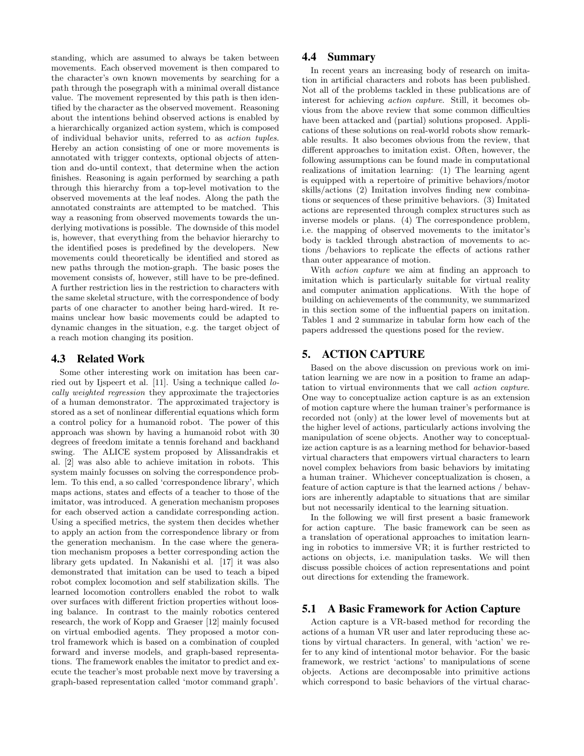standing, which are assumed to always be taken between movements. Each observed movement is then compared to the character's own known movements by searching for a path through the posegraph with a minimal overall distance value. The movement represented by this path is then identified by the character as the observed movement. Reasoning about the intentions behind observed actions is enabled by a hierarchically organized action system, which is composed of individual behavior units, referred to as *action tuples*. Hereby an action consisting of one or more movements is annotated with trigger contexts, optional objects of attention and do-until context, that determine when the action finishes. Reasoning is again performed by searching a path through this hierarchy from a top-level motivation to the observed movements at the leaf nodes. Along the path the annotated constraints are attempted to be matched. This way a reasoning from observed movements towards the underlying motivations is possible. The downside of this model is, however, that everything from the behavior hierarchy to the identified poses is predefined by the developers. New movements could theoretically be identified and stored as new paths through the motion-graph. The basic poses the movement consists of, however, still have to be pre-defined. A further restriction lies in the restriction to characters with the same skeletal structure, with the correspondence of body parts of one character to another being hard-wired. It remains unclear how basic movements could be adapted to dynamic changes in the situation, e.g. the target object of a reach motion changing its position.

### 4.3 Related Work

Some other interesting work on imitation has been carried out by Ijspeert et al. [11]. Using a technique called *locally weighted regression* they approximate the trajectories of a human demonstrator. The approximated trajectory is stored as a set of nonlinear differential equations which form a control policy for a humanoid robot. The power of this approach was shown by having a humanoid robot with 30 degrees of freedom imitate a tennis forehand and backhand swing. The ALICE system proposed by Alissandrakis et al. [2] was also able to achieve imitation in robots. This system mainly focusses on solving the correspondence problem. To this end, a so called 'correspondence library', which maps actions, states and effects of a teacher to those of the imitator, was introduced. A generation mechanism proposes for each observed action a candidate corresponding action. Using a specified metrics, the system then decides whether to apply an action from the correspondence library or from the generation mechanism. In the case where the generation mechanism proposes a better corresponding action the library gets updated. In Nakanishi et al. [17] it was also demonstrated that imitation can be used to teach a biped robot complex locomotion and self stabilization skills. The learned locomotion controllers enabled the robot to walk over surfaces with different friction properties without loosing balance. In contrast to the mainly robotics centered research, the work of Kopp and Graeser [12] mainly focused on virtual embodied agents. They proposed a motor control framework which is based on a combination of coupled forward and inverse models, and graph-based representations. The framework enables the imitator to predict and execute the teacher's most probable next move by traversing a graph-based representation called 'motor command graph'.

### 4.4 Summary

In recent years an increasing body of research on imitation in artificial characters and robots has been published. Not all of the problems tackled in these publications are of interest for achieving *action capture*. Still, it becomes obvious from the above review that some common difficulties have been attacked and (partial) solutions proposed. Applications of these solutions on real-world robots show remarkable results. It also becomes obvious from the review, that different approaches to imitation exist. Often, however, the following assumptions can be found made in computational realizations of imitation learning: (1) The learning agent is equipped with a repertoire of primitive behaviors/motor skills/actions (2) Imitation involves finding new combinations or sequences of these primitive behaviors. (3) Imitated actions are represented through complex structures such as inverse models or plans. (4) The correspondence problem, i.e. the mapping of observed movements to the imitator's body is tackled through abstraction of movements to actions /behaviors to replicate the effects of actions rather than outer appearance of motion.

With *action capture* we aim at finding an approach to imitation which is particularly suitable for virtual reality and computer animation applications. With the hope of building on achievements of the community, we summarized in this section some of the influential papers on imitation. Tables 1 and 2 summarize in tabular form how each of the papers addressed the questions posed for the review.

## 5. ACTION CAPTURE

Based on the above discussion on previous work on imitation learning we are now in a position to frame an adaptation to virtual environments that we call *action capture*. One way to conceptualize action capture is as an extension of motion capture where the human trainer's performance is recorded not (only) at the lower level of movements but at the higher level of actions, particularly actions involving the manipulation of scene objects. Another way to conceptualize action capture is as a learning method for behavior-based virtual characters that empowers virtual characters to learn novel complex behaviors from basic behaviors by imitating a human trainer. Whichever conceptualization is chosen, a feature of action capture is that the learned actions / behaviors are inherently adaptable to situations that are similar but not necessarily identical to the learning situation.

In the following we will first present a basic framework for action capture. The basic framework can be seen as a translation of operational approaches to imitation learning in robotics to immersive VR; it is further restricted to actions on objects, i.e. manipulation tasks. We will then discuss possible choices of action representations and point out directions for extending the framework.

### 5.1 A Basic Framework for Action Capture

Action capture is a VR-based method for recording the actions of a human VR user and later reproducing these actions by virtual characters. In general, with 'action' we refer to any kind of intentional motor behavior. For the basic framework, we restrict 'actions' to manipulations of scene objects. Actions are decomposable into primitive actions which correspond to basic behaviors of the virtual charac-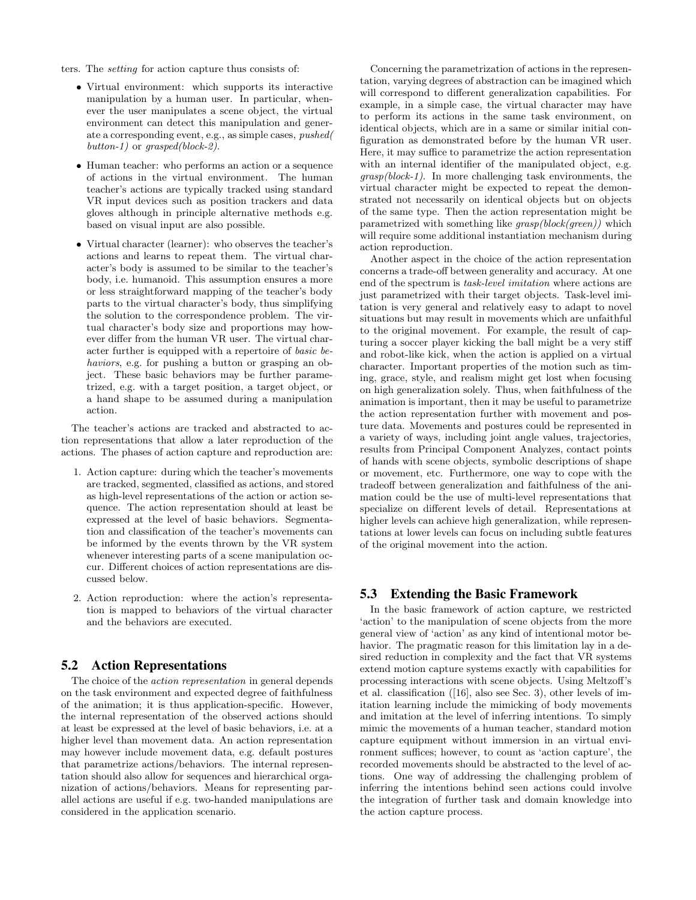ters. The *setting* for action capture thus consists of:

- Virtual environment: which supports its interactive manipulation by a human user. In particular, whenever the user manipulates a scene object, the virtual environment can detect this manipulation and generate a corresponding event, e.g., as simple cases, *pushed( button-1)* or *grasped(block-2)*.
- Human teacher: who performs an action or a sequence of actions in the virtual environment. The human teacher's actions are typically tracked using standard VR input devices such as position trackers and data gloves although in principle alternative methods e.g. based on visual input are also possible.
- Virtual character (learner): who observes the teacher's actions and learns to repeat them. The virtual character's body is assumed to be similar to the teacher's body, i.e. humanoid. This assumption ensures a more or less straightforward mapping of the teacher's body parts to the virtual character's body, thus simplifying the solution to the correspondence problem. The virtual character's body size and proportions may however differ from the human VR user. The virtual character further is equipped with a repertoire of *basic behaviors*, e.g. for pushing a button or grasping an object. These basic behaviors may be further parametrized, e.g. with a target position, a target object, or a hand shape to be assumed during a manipulation action.

The teacher's actions are tracked and abstracted to action representations that allow a later reproduction of the actions. The phases of action capture and reproduction are:

1. Action capture: during which the teacher's movements are tracked, segmented, classified as actions, and stored as high-level representations of the action or action sequence. The action representation should at least be expressed at the level of basic behaviors. Segmentation and classification of the teacher's movements can be informed by the events thrown by the VR system whenever interesting parts of a scene manipulation occur. Different choices of action representations are discussed below.
2. Action reproduction: where the action's representation is mapped to behaviors of the virtual character and the behaviors are executed.

## 5.2 Action Representations

The choice of the *action representation* in general depends on the task environment and expected degree of faithfulness of the animation; it is thus application-specific. However, the internal representation of the observed actions should at least be expressed at the level of basic behaviors, i.e. at a higher level than movement data. An action representation may however include movement data, e.g. default postures that parametrize actions/behaviors. The internal representation should also allow for sequences and hierarchical organization of actions/behaviors. Means for representing parallel actions are useful if e.g. two-handed manipulations are considered in the application scenario.

Concerning the parametrization of actions in the representation, varying degrees of abstraction can be imagined which will correspond to different generalization capabilities. For example, in a simple case, the virtual character may have to perform its actions in the same task environment, on identical objects, which are in a same or similar initial configuration as demonstrated before by the human VR user. Here, it may suffice to parametrize the action representation with an internal identifier of the manipulated object, e.g. *grasp(block-1)*. In more challenging task environments, the virtual character might be expected to repeat the demonstrated not necessarily on identical objects but on objects of the same type. Then the action representation might be parametrized with something like *grasp(block(green))* which will require some additional instantiation mechanism during action reproduction.

Another aspect in the choice of the action representation concerns a trade-off between generality and accuracy. At one end of the spectrum is *task-level imitation* where actions are just parametrized with their target objects. Task-level imitation is very general and relatively easy to adapt to novel situations but may result in movements which are unfaithful to the original movement. For example, the result of capturing a soccer player kicking the ball might be a very stiff and robot-like kick, when the action is applied on a virtual character. Important properties of the motion such as timing, grace, style, and realism might get lost when focusing on high generalization solely. Thus, when faithfulness of the animation is important, then it may be useful to parametrize the action representation further with movement and posture data. Movements and postures could be represented in a variety of ways, including joint angle values, trajectories, results from Principal Component Analyzes, contact points of hands with scene objects, symbolic descriptions of shape or movement, etc. Furthermore, one way to cope with the tradeoff between generalization and faithfulness of the animation could be the use of multi-level representations that specialize on different levels of detail. Representations at higher levels can achieve high generalization, while representations at lower levels can focus on including subtle features of the original movement into the action.

## 5.3 Extending the Basic Framework

In the basic framework of action capture, we restricted 'action' to the manipulation of scene objects from the more general view of 'action' as any kind of intentional motor behavior. The pragmatic reason for this limitation lay in a desired reduction in complexity and the fact that VR systems extend motion capture systems exactly with capabilities for processing interactions with scene objects. Using Meltzoff's et al. classification ([16], also see Sec. 3), other levels of imitation learning include the mimicking of body movements and imitation at the level of inferring intentions. To simply mimic the movements of a human teacher, standard motion capture equipment without immersion in an virtual environment suffices; however, to count as 'action capture', the recorded movements should be abstracted to the level of actions. One way of addressing the challenging problem of inferring the intentions behind seen actions could involve the integration of further task and domain knowledge into the action capture process.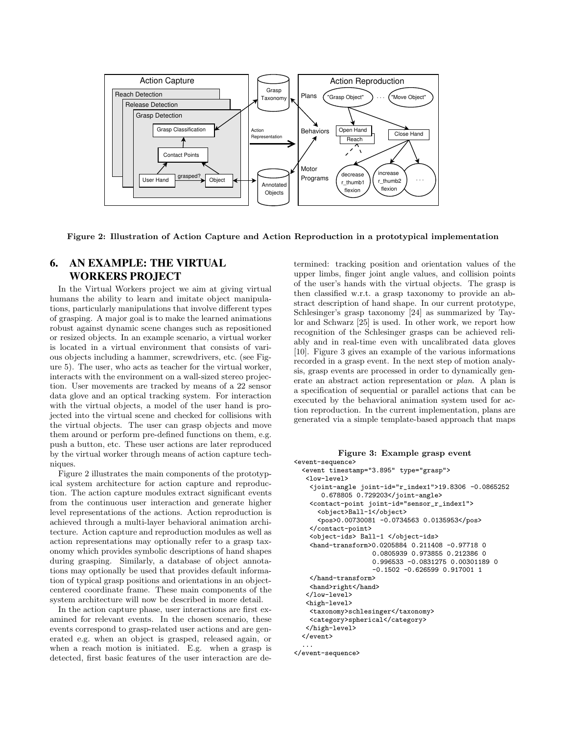Action Capture

Reach Detection

Release Detection

Grasp Detection

Grasp Classification

Contact Points

User Hand

grasped?

Object

Grasp Taxonomy

Action Representation

Annotated Objects

Action Reproduction

Plans

"Grasp Object"

. . .

"Move Object"

Behaviors

Open Hand

Reach

Close Hand

Motor Programs

decrease r_thumb1 flexion

increase r_thumb2 flexion

. . .

**Figure 2: Illustration of Action Capture and Action Reproduction in a prototypical implementation**

## 6. AN EXAMPLE: THE VIRTUAL WORKERS PROJECT

In the Virtual Workers project we aim at giving virtual humans the ability to learn and imitate object manipulations, particularly manipulations that involve different types of grasping. A major goal is to make the learned animations robust against dynamic scene changes such as repositioned or resized objects. In an example scenario, a virtual worker is located in a virtual environment that consists of various objects including a hammer, screwdrivers, etc. (see Figure 5). The user, who acts as teacher for the virtual worker, interacts with the environment on a wall-sized stereo projection. User movements are tracked by means of a 22 sensor data glove and an optical tracking system. For interaction with the virtual objects, a model of the user hand is projected into the virtual scene and checked for collisions with the virtual objects. The user can grasp objects and move them around or perform pre-defined functions on them, e.g. push a button, etc. These user actions are later reproduced by the virtual worker through means of action capture techniques.

Figure 2 illustrates the main components of the prototypical system architecture for action capture and reproduction. The action capture modules extract significant events from the continuous user interaction and generate higher level representations of the actions. Action reproduction is achieved through a multi-layer behavioral animation architecture. Action capture and reproduction modules as well as action representations may optionally refer to a grasp taxonomy which provides symbolic descriptions of hand shapes during grasping. Similarly, a database of object annotations may optionally be used that provides default information of typical grasp positions and orientations in an object-centered coordinate frame. These main components of the system architecture will now be described in more detail.

In the action capture phase, user interactions are first examined for relevant events. In the chosen scenario, these events correspond to grasp-related user actions and are generated e.g. when an object is grasped, released again, or when a reach motion is initiated. E.g. when a grasp is detected, first basic features of the user interaction are determined: tracking position and orientation values of the upper limbs, finger joint angle values, and collision points of the user's hands with the virtual objects. The grasp is then classified w.r.t. a grasp taxonomy to provide an abstract description of hand shape. In our current prototype, Schlesinger's grasp taxonomy [24] as summarized by Taylor and Schwarz [25] is used. In other work, we report how recognition of the Schlesinger grasps can be achieved reliably and in real-time even with uncalibrated data gloves [10]. Figure 3 gives an example of the various informations recorded in a grasp event. In the next step of motion analysis, grasp events are processed in order to dynamically generate an abstract action representation or *plan*. A plan is a specification of sequential or parallel actions that can be executed by the behavioral animation system used for action reproduction. In the current implementation, plans are generated via a simple template-based approach that maps

**Figure 3: Example grasp event**

```
<event-sequence>
  <event timestamp="3.895" type="grasp">
   <low-level>
    <joint-angle joint-id="r_index1">19.8306 -0.0865252
       0.678805 0.729203</joint-angle>
    <contact-point joint-id="sensor_r_index1">
      <object>Ball-1</object>
      <pos>0.00730081 -0.0734563 0.0135953</pos>
    </contact-point>
    <object-ids> Ball-1 </object-ids>
    <hand-transform>0.0205884 0.211408 -0.97718 0
                    0.0805939 0.973855 0.212386 0
                    0.996533 -0.0831275 0.00301189 0
                    -0.1502 -0.626599 0.917001 1
    </hand-transform>
    <hand>right</hand>
   </low-level>
   <high-level>
    <taxonomy>schlesinger</taxonomy>
    <category>spherical</category>
   </high-level>
  </event>
  ...
</event-sequence>
```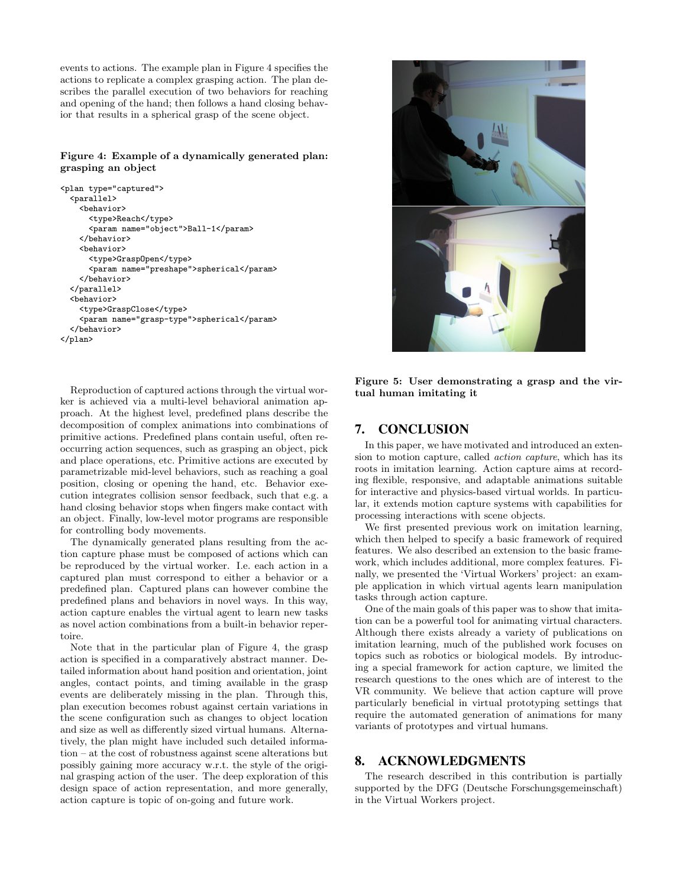events to actions. The example plan in Figure 4 specifies the actions to replicate a complex grasping action. The plan describes the parallel execution of two behaviors for reaching and opening of the hand; then follows a hand closing behavior that results in a spherical grasp of the scene object.

**Figure 4: Example of a dynamically generated plan: grasping an object**

```
<plan type="captured">
  <parallel>
    <behavior>
      <type>Reach</type>
      <param name="object">Ball-1</param>
    </behavior>
    <behavior>
      <type>GraspOpen</type>
      <param name="preshape">spherical</param>
    </behavior>
  </parallel>
  <behavior>
    <type>GraspClose</type>
    <param name="grasp-type">spherical</param>
  </behavior>
</plan>
```

Reproduction of captured actions through the virtual worker is achieved via a multi-level behavioral animation approach. At the highest level, predefined plans describe the decomposition of complex animations into combinations of primitive actions. Predefined plans contain useful, often reoccurring action sequences, such as grasping an object, pick and place operations, etc. Primitive actions are executed by parametrizable mid-level behaviors, such as reaching a goal position, closing or opening the hand, etc. Behavior execution integrates collision sensor feedback, such that e.g. a hand closing behavior stops when fingers make contact with an object. Finally, low-level motor programs are responsible for controlling body movements.

The dynamically generated plans resulting from the action capture phase must be composed of actions which can be reproduced by the virtual worker. I.e. each action in a captured plan must correspond to either a behavior or a predefined plan. Captured plans can however combine the predefined plans and behaviors in novel ways. In this way, action capture enables the virtual agent to learn new tasks as novel action combinations from a built-in behavior repertoire.

Note that in the particular plan of Figure 4, the grasp action is specified in a comparatively abstract manner. Detailed information about hand position and orientation, joint angles, contact points, and timing available in the grasp events are deliberately missing in the plan. Through this, plan execution becomes robust against certain variations in the scene configuration such as changes to object location and size as well as differently sized virtual humans. Alternatively, the plan might have included such detailed information – at the cost of robustness against scene alterations but possibly gaining more accuracy w.r.t. the style of the original grasping action of the user. The deep exploration of this design space of action representation, and more generally, action capture is topic of on-going and future work.

**Figure 5: User demonstrating a grasp and the virtual human imitating it**

## 7. CONCLUSION

In this paper, we have motivated and introduced an extension to motion capture, called *action capture*, which has its roots in imitation learning. Action capture aims at recording flexible, responsive, and adaptable animations suitable for interactive and physics-based virtual worlds. In particular, it extends motion capture systems with capabilities for processing interactions with scene objects.

We first presented previous work on imitation learning, which then helped to specify a basic framework of required features. We also described an extension to the basic framework, which includes additional, more complex features. Finally, we presented the 'Virtual Workers' project: an example application in which virtual agents learn manipulation tasks through action capture.

One of the main goals of this paper was to show that imitation can be a powerful tool for animating virtual characters. Although there exists already a variety of publications on imitation learning, much of the published work focuses on topics such as robotics or biological models. By introducing a special framework for action capture, we limited the research questions to the ones which are of interest to the VR community. We believe that action capture will prove particularly beneficial in virtual prototyping settings that require the automated generation of animations for many variants of prototypes and virtual humans.

## 8. ACKNOWLEDGMENTS

The research described in this contribution is partially supported by the DFG (Deutsche Forschungsgemeinschaft) in the Virtual Workers project.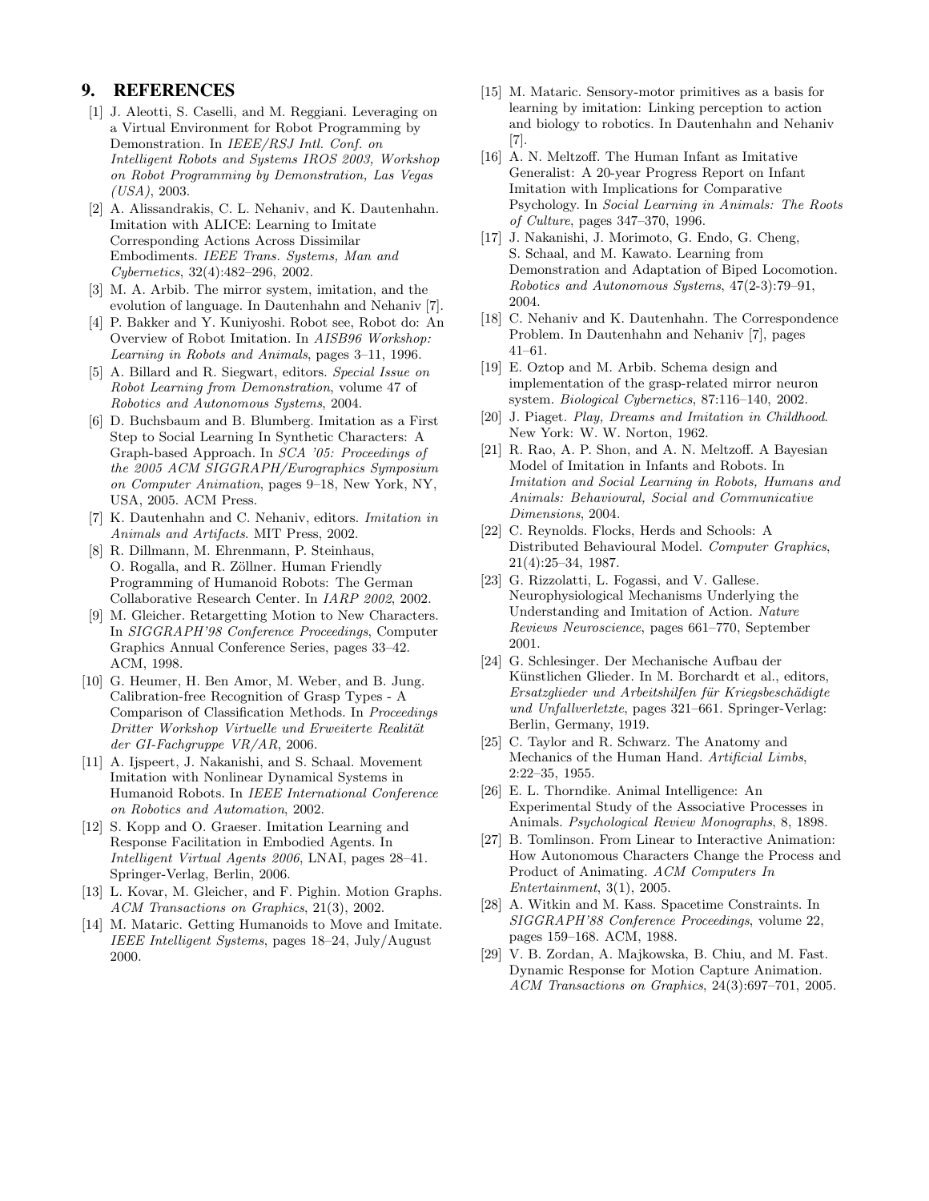## 9. REFERENCES

[1] J. Aleotti, S. Caselli, and M. Reggiani. Leveraging on a Virtual Environment for Robot Programming by Demonstration. In *IEEE/RSJ Intl. Conf. on Intelligent Robots and Systems IROS 2003, Workshop on Robot Programming by Demonstration, Las Vegas (USA)*, 2003.

[2] A. Alissandrakis, C. L. Nehaniv, and K. Dautenhahn. Imitation with ALICE: Learning to Imitate Corresponding Actions Across Dissimilar Embodiments. *IEEE Trans. Systems, Man and Cybernetics*, 32(4):482–296, 2002.

[3] M. A. Arbib. The mirror system, imitation, and the evolution of language. In Dautenhahn and Nehaniv [7].

[4] P. Bakker and Y. Kuniyoshi. Robot see, Robot do: An Overview of Robot Imitation. In *AISB96 Workshop: Learning in Robots and Animals*, pages 3–11, 1996.

[5] A. Billard and R. Siegwart, editors. *Special Issue on Robot Learning from Demonstration*, volume 47 of *Robotics and Autonomous Systems*, 2004.

[6] D. Buchsbaum and B. Blumberg. Imitation as a First Step to Social Learning In Synthetic Characters: A Graph-based Approach. In *SCA '05: Proceedings of the 2005 ACM SIGGRAPH/Eurographics Symposium on Computer Animation*, pages 9–18, New York, NY, USA, 2005. ACM Press.

[7] K. Dautenhahn and C. Nehaniv, editors. *Imitation in Animals and Artifacts*. MIT Press, 2002.

[8] R. Dillmann, M. Ehrenmann, P. Steinhaus, O. Rogalla, and R. Zöllner. Human Friendly Programming of Humanoid Robots: The German Collaborative Research Center. In *IARP 2002*, 2002.

[9] M. Gleicher. Retargetting Motion to New Characters. In *SIGGRAPH'98 Conference Proceedings*, Computer Graphics Annual Conference Series, pages 33–42. ACM, 1998.

[10] G. Heumer, H. Ben Amor, M. Weber, and B. Jung. Calibration-free Recognition of Grasp Types - A Comparison of Classification Methods. In *Proceedings Dritter Workshop Virtuelle und Erweiterte Realität der GI-Fachgruppe VR/AR*, 2006.

[11] A. Ijspeert, J. Nakanishi, and S. Schaal. Movement Imitation with Nonlinear Dynamical Systems in Humanoid Robots. In *IEEE International Conference on Robotics and Automation*, 2002.

[12] S. Kopp and O. Graeser. Imitation Learning and Response Facilitation in Embodied Agents. In *Intelligent Virtual Agents 2006*, LNAI, pages 28–41. Springer-Verlag, Berlin, 2006.

[13] L. Kovar, M. Gleicher, and F. Pighin. Motion Graphs. *ACM Transactions on Graphics*, 21(3), 2002.

[14] M. Mataric. Getting Humanoids to Move and Imitate. *IEEE Intelligent Systems*, pages 18–24, July/August 2000.

[15] M. Mataric. Sensory-motor primitives as a basis for learning by imitation: Linking perception to action and biology to robotics. In Dautenhahn and Nehaniv [7].

[16] A. N. Meltzoff. The Human Infant as Imitative Generalist: A 20-year Progress Report on Infant Imitation with Implications for Comparative Psychology. In *Social Learning in Animals: The Roots of Culture*, pages 347–370, 1996.

[17] J. Nakanishi, J. Morimoto, G. Endo, G. Cheng, S. Schaal, and M. Kawato. Learning from Demonstration and Adaptation of Biped Locomotion. *Robotics and Autonomous Systems*, 47(2-3):79–91, 2004.

[18] C. Nehaniv and K. Dautenhahn. The Correspondence Problem. In Dautenhahn and Nehaniv [7], pages 41–61.

[19] E. Oztop and M. Arbib. Schema design and implementation of the grasp-related mirror neuron system. *Biological Cybernetics*, 87:116–140, 2002.

[20] J. Piaget. *Play, Dreams and Imitation in Childhood*. New York: W. W. Norton, 1962.

[21] R. Rao, A. P. Shon, and A. N. Meltzoff. A Bayesian Model of Imitation in Infants and Robots. In *Imitation and Social Learning in Robots, Humans and Animals: Behavioural, Social and Communicative Dimensions*, 2004.

[22] C. Reynolds. Flocks, Herds and Schools: A Distributed Behavioural Model. *Computer Graphics*, 21(4):25–34, 1987.

[23] G. Rizzolatti, L. Fogassi, and V. Gallese. Neurophysiological Mechanisms Underlying the Understanding and Imitation of Action. *Nature Reviews Neuroscience*, pages 661–770, September 2001.

[24] G. Schlesinger. Der Mechanische Aufbau der Künstlichen Glieder. In M. Borchardt et al., editors, *Ersatzglieder und Arbeitshilfen für Kriegsbeschädigte und Unfallverletzte*, pages 321–661. Springer-Verlag: Berlin, Germany, 1919.

[25] C. Taylor and R. Schwarz. The Anatomy and Mechanics of the Human Hand. *Artificial Limbs*, 2:22–35, 1955.

[26] E. L. Thorndike. Animal Intelligence: An Experimental Study of the Associative Processes in Animals. *Psychological Review Monographs*, 8, 1898.

[27] B. Tomlinson. From Linear to Interactive Animation: How Autonomous Characters Change the Process and Product of Animating. *ACM Computers In Entertainment*, 3(1), 2005.

[28] A. Witkin and M. Kass. Spacetime Constraints. In *SIGGRAPH'88 Conference Proceedings*, volume 22, pages 159–168. ACM, 1988.

[29] V. B. Zordan, A. Majkowska, B. Chiu, and M. Fast. Dynamic Response for Motion Capture Animation. *ACM Transactions on Graphics*, 24(3):697–701, 2005.